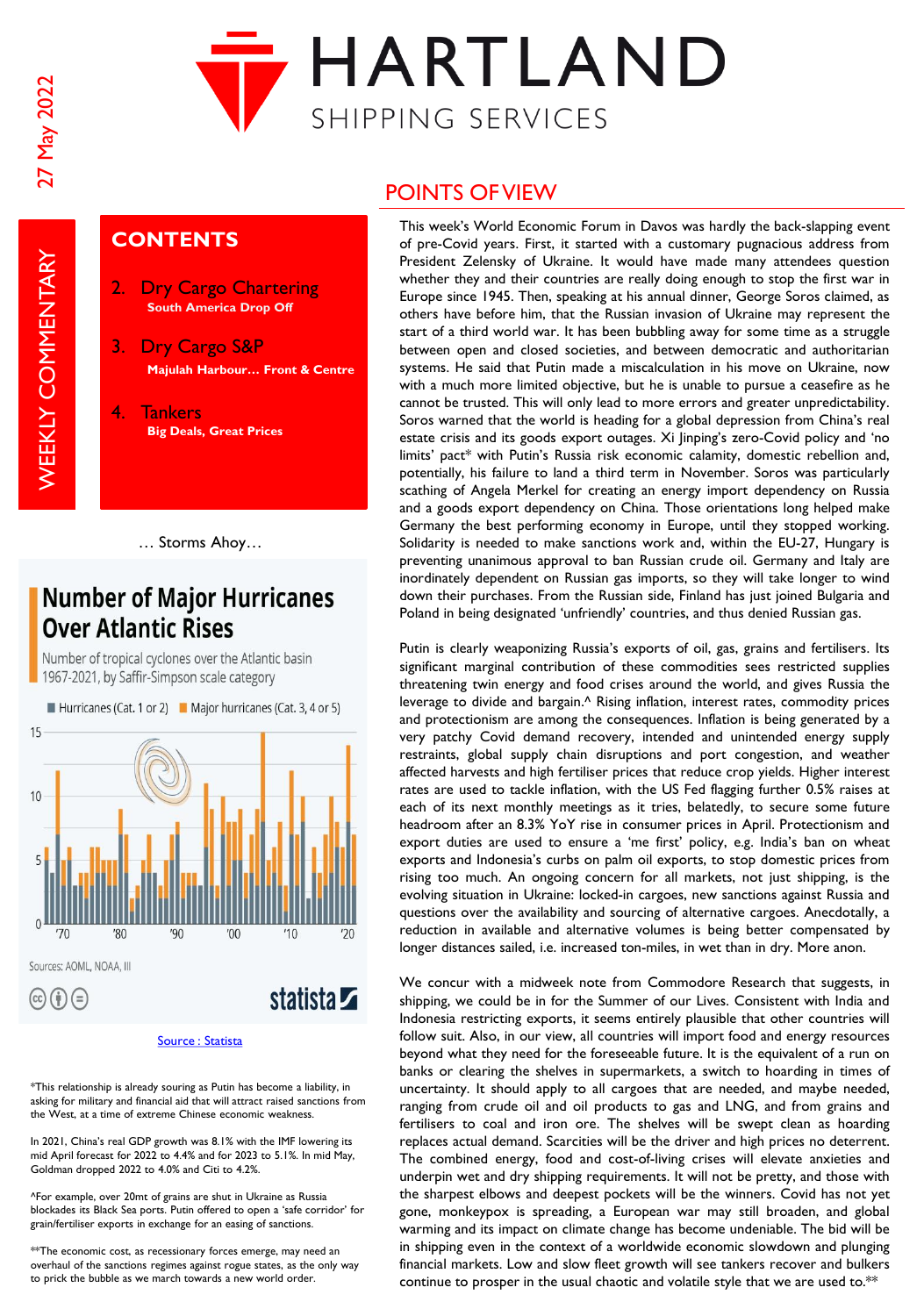27 May 2022

# HARTLAND
SHIPPING SERVICES

WEEKLY COMMENTARY

## CONTENTS

2. Dry Cargo Chartering
   **South America Drop Off**
3. Dry Cargo S&P
   **Majulah Harbour… Front & Centre**
4. Tankers
   **Big Deals, Great Prices**

… Storms Ahoy…

**Number of Major Hurricanes Over Atlantic Rises**

Number of tropical cyclones over the Atlantic basin 1967-2021, by Saffir-Simpson scale category

Hurricanes (Cat. 1 or 2) | Major hurricanes (Cat. 3, 4 or 5)

Sources: AOML, NOAA, III

statista

Source : Statista

*This relationship is already souring as Putin has become a liability, in asking for military and financial aid that will attract raised sanctions from the West, at a time of extreme Chinese economic weakness.

In 2021, China's real GDP growth was 8.1% with the IMF lowering its mid April forecast for 2022 to 4.4% and for 2023 to 5.1%. In mid May, Goldman dropped 2022 to 4.0% and Citi to 4.2%.

^For example, over 20mt of grains are shut in Ukraine as Russia blockades its Black Sea ports. Putin offered to open a 'safe corridor' for grain/fertiliser exports in exchange for an easing of sanctions.

**The economic cost, as recessionary forces emerge, may need an overhaul of the sanctions regimes against rogue states, as the only way to prick the bubble as we march towards a new world order.

## POINTS OF VIEW

This week's World Economic Forum in Davos was hardly the back-slapping event of pre-Covid years. First, it started with a customary pugnacious address from President Zelensky of Ukraine. It would have made many attendees question whether they and their countries are really doing enough to stop the first war in Europe since 1945. Then, speaking at his annual dinner, George Soros claimed, as others have before him, that the Russian invasion of Ukraine may represent the start of a third world war. It has been bubbling away for some time as a struggle between open and closed societies, and between democratic and authoritarian systems. He said that Putin made a miscalculation in his move on Ukraine, now with a much more limited objective, but he is unable to pursue a ceasefire as he cannot be trusted. This will only lead to more errors and greater unpredictability. Soros warned that the world is heading for a global depression from China's real estate crisis and its goods export outages. Xi Jinping's zero-Covid policy and 'no limits' pact* with Putin's Russia risk economic calamity, domestic rebellion and, potentially, his failure to land a third term in November. Soros was particularly scathing of Angela Merkel for creating an energy import dependency on Russia and a goods export dependency on China. Those orientations long helped make Germany the best performing economy in Europe, until they stopped working. Solidarity is needed to make sanctions work and, within the EU-27, Hungary is preventing unanimous approval to ban Russian crude oil. Germany and Italy are inordinately dependent on Russian gas imports, so they will take longer to wind down their purchases. From the Russian side, Finland has just joined Bulgaria and Poland in being designated 'unfriendly' countries, and thus denied Russian gas.

Putin is clearly weaponizing Russia's exports of oil, gas, grains and fertilisers. Its significant marginal contribution of these commodities sees restricted supplies threatening twin energy and food crises around the world, and gives Russia the leverage to divide and bargain.^ Rising inflation, interest rates, commodity prices and protectionism are among the consequences. Inflation is being generated by a very patchy Covid demand recovery, intended and unintended energy supply restraints, global supply chain disruptions and port congestion, and weather affected harvests and high fertiliser prices that reduce crop yields. Higher interest rates are used to tackle inflation, with the US Fed flagging further 0.5% raises at each of its next monthly meetings as it tries, belatedly, to secure some future headroom after an 8.3% YoY rise in consumer prices in April. Protectionism and export duties are used to ensure a 'me first' policy, e.g. India's ban on wheat exports and Indonesia's curbs on palm oil exports, to stop domestic prices from rising too much. An ongoing concern for all markets, not just shipping, is the evolving situation in Ukraine: locked-in cargoes, new sanctions against Russia and questions over the availability and sourcing of alternative cargoes. Anecdotally, a reduction in available and alternative volumes is being better compensated by longer distances sailed, i.e. increased ton-miles, in wet than in dry. More anon.

We concur with a midweek note from Commodore Research that suggests, in shipping, we could be in for the Summer of our Lives. Consistent with India and Indonesia restricting exports, it seems entirely plausible that other countries will follow suit. Also, in our view, all countries will import food and energy resources beyond what they need for the foreseeable future. It is the equivalent of a run on banks or clearing the shelves in supermarkets, a switch to hoarding in times of uncertainty. It should apply to all cargoes that are needed, and maybe needed, ranging from crude oil and oil products to gas and LNG, and from grains and fertilisers to coal and iron ore. The shelves will be swept clean as hoarding replaces actual demand. Scarcities will be the driver and high prices no deterrent. The combined energy, food and cost-of-living crises will elevate anxieties and underpin wet and dry shipping requirements. It will not be pretty, and those with the sharpest elbows and deepest pockets will be the winners. Covid has not yet gone, monkeypox is spreading, a European war may still broaden, and global warming and its impact on climate change has become undeniable. The bid will be in shipping even in the context of a worldwide economic slowdown and plunging financial markets. Low and slow fleet growth will see tankers recover and bulkers continue to prosper in the usual chaotic and volatile style that we are used to.**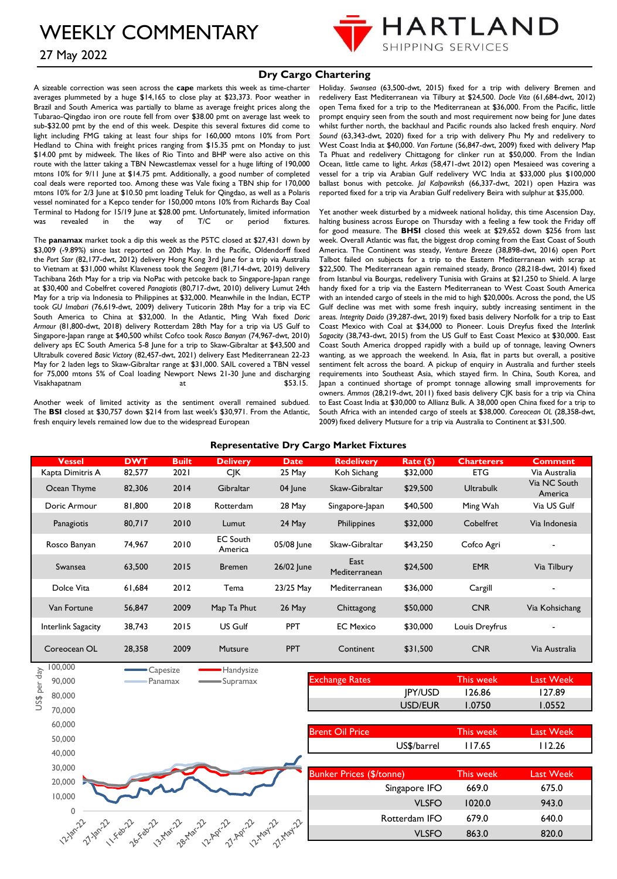# WEEKLY COMMENTARY

27 May 2022

## Dry Cargo Chartering

A sizeable correction was seen across the **cape** markets this week as time-charter averages plummeted by a huge $14,165 to close play at $23,373. Poor weather in Brazil and South America was partially to blame as average freight prices along the Tubarao-Qingdao iron ore route fell from over $38.00 pmt on average last week to sub-$32.00 pmt by the end of this week. Despite this several fixtures did come to light including FMG taking at least four ships for 160,000 mtons 10% from Port Hedland to China with freight prices ranging from $15.35 pmt on Monday to just $14.00 pmt by midweek. The likes of Rio Tinto and BHP were also active on this route with the latter taking a TBN Newcastlemax vessel for a huge lifting of 190,000 mtons 10% for 9/11 June at $14.75 pmt. Additionally, a good number of completed coal deals were reported too. Among these was Vale fixing a TBN ship for 170,000 mtons 10% for 2/3 June at $10.50 pmt loading Teluk for Qingdao, as well as a Polaris vessel nominated for a Kepco tender for 150,000 mtons 10% from Richards Bay Coal Terminal to Hadong for 15/19 June at $28.00 pmt. Unfortunately, limited information was revealed in the way of T/C or period fixtures.

The **panamax** market took a dip this week as the P5TC closed at $27,431 down by $3,009 (-9.89%) since last reported on 20th May. In the Pacific, Oldendorff fixed the *Port Star* (82,177-dwt, 2012) delivery Hong Kong 3rd June for a trip via Australia to Vietnam at $31,000 whilst Klaveness took the *Seagem* (81,714-dwt, 2019) delivery Tachibana 26th May for a trip via NoPac with petcoke back to Singapore-Japan range at $30,400 and Cobelfret covered *Panagiotis* (80,717-dwt, 2010) delivery Lumut 24th May for a trip via Indonesia to Philippines at $32,000. Meanwhile in the Indian, ECTP took *GU Imabari* (76,619-dwt, 2009) delivery Tuticorin 28th May for a trip via EC South America to China at $32,000. In the Atlantic, Ming Wah fixed *Doric Armour* (81,800-dwt, 2018) delivery Rotterdam 28th May for a trip via US Gulf to Singapore-Japan range at $40,500 whilst Cofco took *Rosco Banyan* (74,967-dwt, 2010) delivery aps EC South America 5-8 June for a trip to Skaw-Gibraltar at $43,500 and Ultrabulk covered *Basic Victory* (82,457-dwt, 2021) delivery East Mediterranean 22-23 May for 2 laden legs to Skaw-Gibraltar range at $31,000. SAIL covered a TBN vessel for 75,000 mtons 5% of Coal loading Newport News 21-30 June and discharging Visakhapatnam at $53.15.

Another week of limited activity as the sentiment overall remained subdued. The **BSI** closed at $30,757 down $214 from last week's $30,971. From the Atlantic, fresh enquiry levels remained low due to the widespread European Holiday. *Swansea* (63,500-dwt, 2015) fixed for a trip with delivery Bremen and redelivery East Mediterranean via Tilbury at $24,500. *Docle Vita* (61,684-dwt, 2012) open Tema fixed for a trip to the Mediterranean at $36,000. From the Pacific, little prompt enquiry seen from the south and most requirement now being for June dates whilst further north, the backhaul and Pacific rounds also lacked fresh enquiry. *Nord Sound* (63,343-dwt, 2020) fixed for a trip with delivery Phu My and redelivery to West Coast India at $40,000. *Van Fortune* (56,847-dwt, 2009) fixed with delivery Map Ta Phuat and redelivery Chittagong for clinker run at $50,000. From the Indian Ocean, little came to light. *Arkas* (58,471-dwt 2012) open Mesaieed was covering a vessel for a trip via Arabian Gulf redelivery WC India at $33,000 plus $100,000 ballast bonus with petcoke. *Jal Kalpavriksh* (66,337-dwt, 2021) open Hazira was reported fixed for a trip via Arabian Gulf redelivery Beira with sulphur at $35,000.

Yet another week disturbed by a midweek national holiday, this time Ascension Day, halting business across Europe on Thursday with a feeling a few took the Friday off for good measure. The **BHSI** closed this week at $29,652 down $256 from last week. Overall Atlantic was flat, the biggest drop coming from the East Coast of South America. The Continent was steady, *Venture Breeze* (38,898-dwt, 2016) open Port Talbot failed on subjects for a trip to the Eastern Mediterranean with scrap at $22,500. The Mediterranean again remained steady, *Bronco* (28,218-dwt, 2014) fixed from Istanbul via Bourgas, redelivery Tunisia with Grains at $21,250 to Shield. A large handy fixed for a trip via the Eastern Mediterranean to West Coast South America with an intended cargo of steels in the mid to high $20,000s. Across the pond, the US Gulf decline was met with some fresh inquiry, subtly increasing sentiment in the areas. *Integrity Daido* (29,287-dwt, 2019) fixed basis delivery Norfolk for a trip to East Coast Mexico with Coal at $34,000 to Pioneer. Louis Dreyfus fixed the *Interlink Sagacity* (38,743-dwt, 2015) from the US Gulf to East Coast Mexico at $30,000. East Coast South America dropped rapidly with a build up of tonnage, leaving Owners wanting, as we approach the weekend. In Asia, flat in parts but overall, a positive sentiment felt across the board. A pickup of enquiry in Australia and further steels requirements into Southeast Asia, which stayed firm. In China, South Korea, and Japan a continued shortage of prompt tonnage allowing small improvements for owners. *Ammos* (28,219-dwt, 2011) fixed basis delivery CJK basis for a trip via China to East Coast India at $30,000 to Allianz Bulk. A 38,000 open China fixed for a trip to South Africa with an intended cargo of steels at $38,000. *Coreocean OL* (28,358-dwt, 2009) fixed delivery Mutsure for a trip via Australia to Continent at $31,500.

### Representative Dry Cargo Market Fixtures

| Vessel | DWT | Built | Delivery | Date | Redelivery | Rate ($) | Charterers | Comment |
|---|---|---|---|---|---|---|---|---|
| Kapta Dimitris A | 82,577 | 2021 | CJK | 25 May | Koh Sichang | $32,000 | ETG | Via Australia |
| Ocean Thyme | 82,306 | 2014 | Gibraltar | 04 June | Skaw-Gibraltar | $29,500 | Ultrabulk | Via NC South America |
| Doric Armour | 81,800 | 2018 | Rotterdam | 28 May | Singapore-Japan | $40,500 | Ming Wah | Via US Gulf |
| Panagiotis | 80,717 | 2010 | Lumut | 24 May | Philippines | $32,000 | Cobelfret | Via Indonesia |
| Rosco Banyan | 74,967 | 2010 | EC South America | 05/08 June | Skaw-Gibraltar | $43,250 | Cofco Agri | - |
| Swansea | 63,500 | 2015 | Bremen | 26/02 June | East Mediterranean | $24,500 | EMR | Via Tilbury |
| Dolce Vita | 61,684 | 2012 | Tema | 23/25 May | Mediterranean | $36,000 | Cargill | - |
| Van Fortune | 56,847 | 2009 | Map Ta Phut | 26 May | Chittagong | $50,000 | CNR | Via Kohsichang |
| Interlink Sagacity | 38,743 | 2015 | US Gulf | PPT | EC Mexico | $30,000 | Louis Dreyfrus | - |
| Coreocean OL | 28,358 | 2009 | Mutsure | PPT | Continent | $31,500 | CNR | Via Australia |

| Exchange Rates | | This week | Last Week |
|---|---|---|---|
| | JPY/USD | 126.86 | 127.89 |
| | USD/EUR | 1.0750 | 1.0552 |

| Brent Oil Price | | This week | Last Week |
|---|---|---|---|
| | US$/barrel | 117.65 | 112.26 |

| Bunker Prices ($/tonne) | | This week | Last Week |
|---|---|---|---|
| | Singapore IFO | 669.0 | 675.0 |
| | VLSFO | 1020.0 | 943.0 |
| | Rotterdam IFO | 679.0 | 640.0 |
| | VLSFO | 863.0 | 820.0 |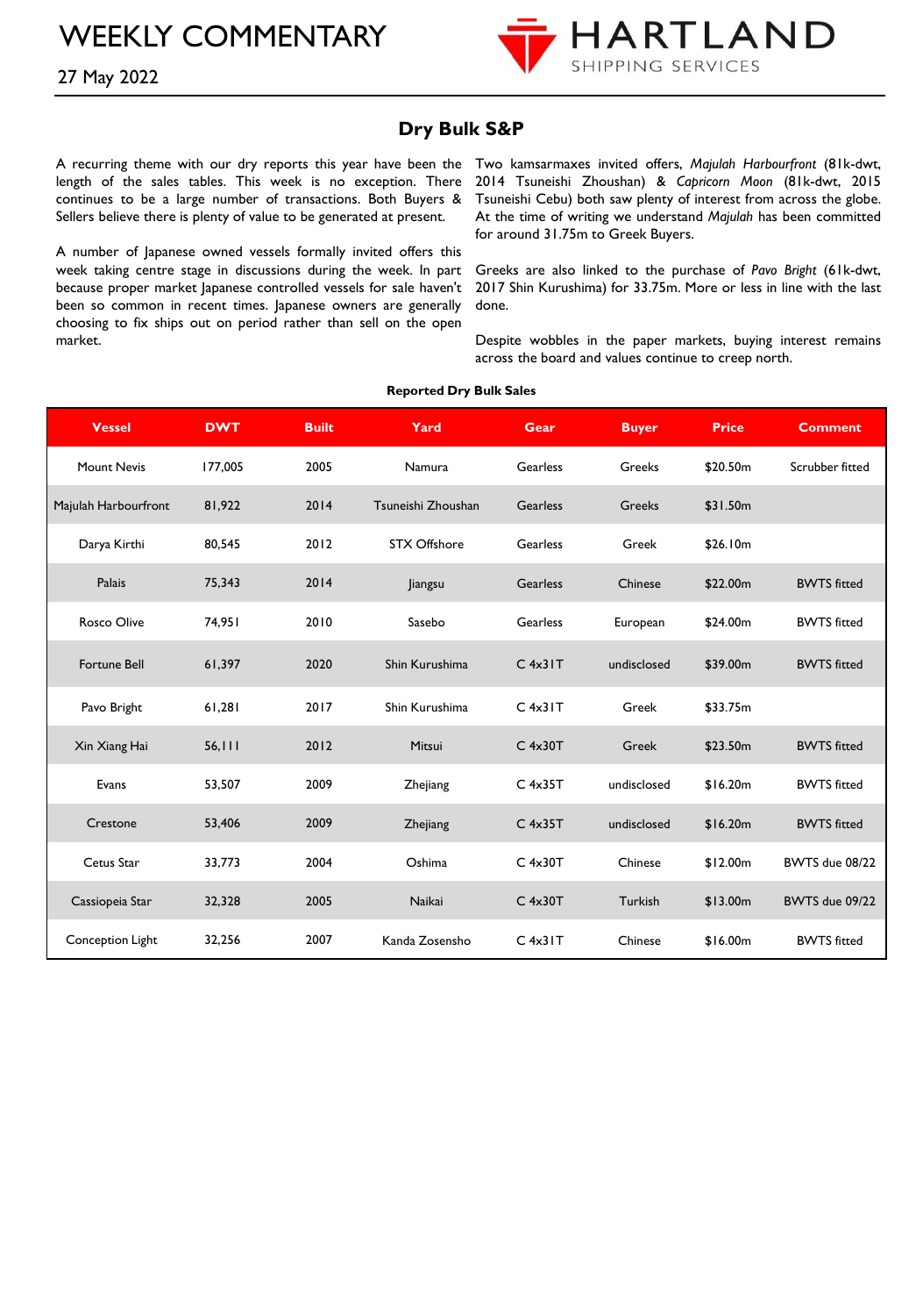# WEEKLY COMMENTARY

27 May 2022

## Dry Bulk S&P

A recurring theme with our dry reports this year have been the length of the sales tables. This week is no exception. There continues to be a large number of transactions. Both Buyers & Sellers believe there is plenty of value to be generated at present.

A number of Japanese owned vessels formally invited offers this week taking centre stage in discussions during the week. In part because proper market Japanese controlled vessels for sale haven't been so common in recent times. Japanese owners are generally choosing to fix ships out on period rather than sell on the open market.

Two kamsarmaxes invited offers, *Majulah Harbourfront* (81k-dwt, 2014 Tsuneishi Zhoushan) & *Capricorn Moon* (81k-dwt, 2015 Tsuneishi Cebu) both saw plenty of interest from across the globe. At the time of writing we understand *Majulah* has been committed for around 31.75m to Greek Buyers.

Greeks are also linked to the purchase of *Pavo Bright* (61k-dwt, 2017 Shin Kurushima) for 33.75m. More or less in line with the last done.

Despite wobbles in the paper markets, buying interest remains across the board and values continue to creep north.

**Reported Dry Bulk Sales**

| Vessel | DWT | Built | Yard | Gear | Buyer | Price | Comment |
|---|---|---|---|---|---|---|---|
| Mount Nevis | 177,005 | 2005 | Namura | Gearless | Greeks | $20.50m | Scrubber fitted |
| Majulah Harbourfront | 81,922 | 2014 | Tsuneishi Zhoushan | Gearless | Greeks | $31.50m | |
| Darya Kirthi | 80,545 | 2012 | STX Offshore | Gearless | Greek | $26.10m | |
| Palais | 75,343 | 2014 | Jiangsu | Gearless | Chinese | $22.00m | BWTS fitted |
| Rosco Olive | 74,951 | 2010 | Sasebo | Gearless | European | $24.00m | BWTS fitted |
| Fortune Bell | 61,397 | 2020 | Shin Kurushima | C 4x31T | undisclosed | $39.00m | BWTS fitted |
| Pavo Bright | 61,281 | 2017 | Shin Kurushima | C 4x31T | Greek | $33.75m | |
| Xin Xiang Hai | 56,111 | 2012 | Mitsui | C 4x30T | Greek | $23.50m | BWTS fitted |
| Evans | 53,507 | 2009 | Zhejiang | C 4x35T | undisclosed | $16.20m | BWTS fitted |
| Crestone | 53,406 | 2009 | Zhejiang | C 4x35T | undisclosed | $16.20m | BWTS fitted |
| Cetus Star | 33,773 | 2004 | Oshima | C 4x30T | Chinese | $12.00m | BWTS due 08/22 |
| Cassiopeia Star | 32,328 | 2005 | Naikai | C 4x30T | Turkish | $13.00m | BWTS due 09/22 |
| Conception Light | 32,256 | 2007 | Kanda Zosensho | C 4x31T | Chinese | $16.00m | BWTS fitted |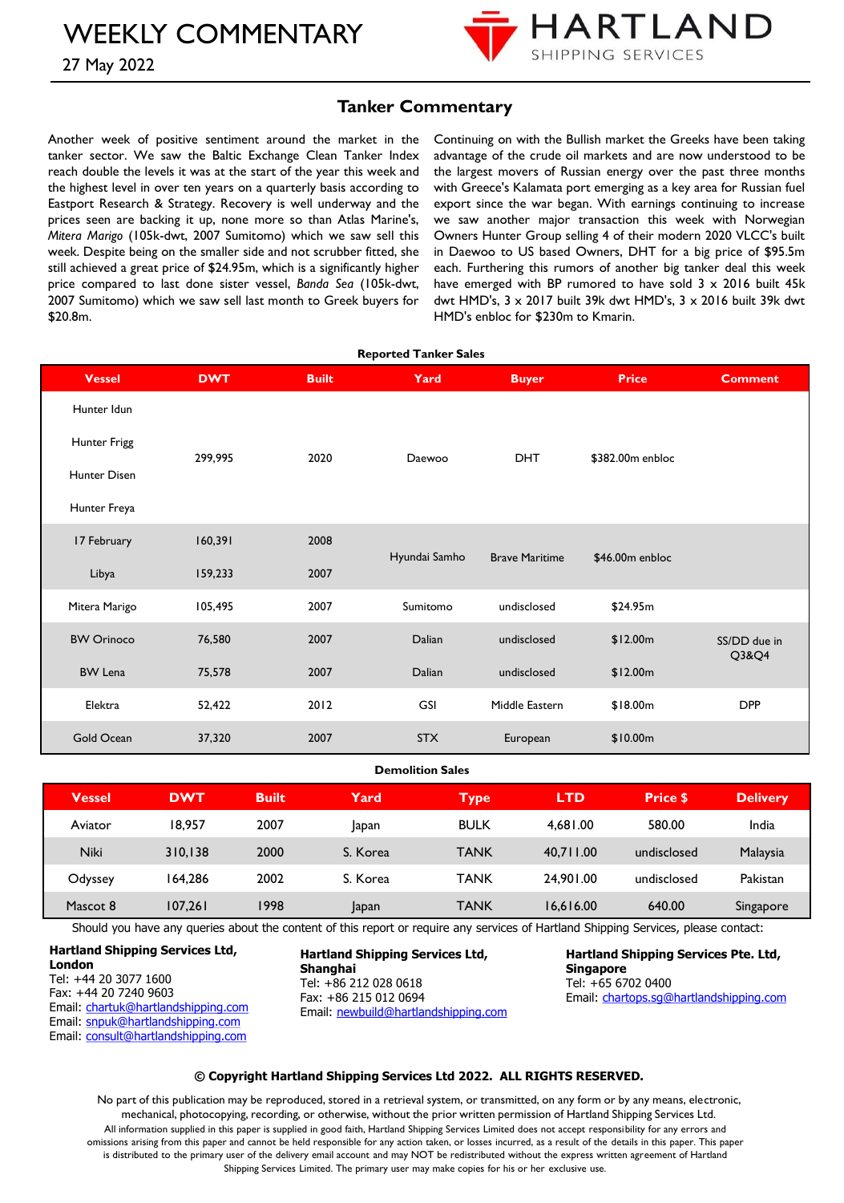# WEEKLY COMMENTARY

27 May 2022

HARTLAND SHIPPING SERVICES

## Tanker Commentary

Another week of positive sentiment around the market in the tanker sector. We saw the Baltic Exchange Clean Tanker Index reach double the levels it was at the start of the year this week and the highest level in over ten years on a quarterly basis according to Eastport Research & Strategy. Recovery is well underway and the prices seen are backing it up, none more so than Atlas Marine's, *Mitera Marigo* (105k-dwt, 2007 Sumitomo) which we saw sell this week. Despite being on the smaller side and not scrubber fitted, she still achieved a great price of $24.95m, which is a significantly higher price compared to last done sister vessel, *Banda Sea* (105k-dwt, 2007 Sumitomo) which we saw sell last month to Greek buyers for $20.8m.

Continuing on with the Bullish market the Greeks have been taking advantage of the crude oil markets and are now understood to be the largest movers of Russian energy over the past three months with Greece's Kalamata port emerging as a key area for Russian fuel export since the war began. With earnings continuing to increase we saw another major transaction this week with Norwegian Owners Hunter Group selling 4 of their modern 2020 VLCC's built in Daewoo to US based Owners, DHT for a big price of $95.5m each. Furthering this rumors of another big tanker deal this week have emerged with BP rumored to have sold 3 x 2016 built 45k dwt HMD's, 3 x 2017 built 39k dwt HMD's, 3 x 2016 built 39k dwt HMD's enbloc for $230m to Kmarin.

**Reported Tanker Sales**

| Vessel | DWT | Built | Yard | Buyer | Price | Comment |
|---|---|---|---|---|---|---|
| Hunter Idun | 299,995 | 2020 | Daewoo | DHT | $382.00m enbloc | |
| Hunter Frigg | | | | | | |
| Hunter Disen | | | | | | |
| Hunter Freya | | | | | | |
| 17 February | 160,391 | 2008 | Hyundai Samho | Brave Maritime | $46.00m enbloc | |
| Libya | 159,233 | 2007 | | | | |
| Mitera Marigo | 105,495 | 2007 | Sumitomo | undisclosed | $24.95m | |
| BW Orinoco | 76,580 | 2007 | Dalian | undisclosed | $12.00m | SS/DD due in Q3&Q4 |
| BW Lena | 75,578 | 2007 | Dalian | undisclosed | $12.00m | |
| Elektra | 52,422 | 2012 | GSI | Middle Eastern | $18.00m | DPP |
| Gold Ocean | 37,320 | 2007 | STX | European | $10.00m | |

**Demolition Sales**

| Vessel | DWT | Built | Yard | Type | LTD | Price $ | Delivery |
|---|---|---|---|---|---|---|---|
| Aviator | 18,957 | 2007 | Japan | BULK | 4,681.00 | 580.00 | India |
| Niki | 310,138 | 2000 | S. Korea | TANK | 40,711.00 | undisclosed | Malaysia |
| Odyssey | 164,286 | 2002 | S. Korea | TANK | 24,901.00 | undisclosed | Pakistan |
| Mascot 8 | 107,261 | 1998 | Japan | TANK | 16,616.00 | 640.00 | Singapore |

Should you have any queries about the content of this report or require any services of Hartland Shipping Services, please contact:

**Hartland Shipping Services Ltd, London**
Tel: +44 20 3077 1600
Fax: +44 20 7240 9603
Email: chartuk@hartlandshipping.com
Email: snpuk@hartlandshipping.com
Email: consult@hartlandshipping.com

**Hartland Shipping Services Ltd, Shanghai**
Tel: +86 212 028 0618
Fax: +86 215 012 0694
Email: newbuild@hartlandshipping.com

**Hartland Shipping Services Pte. Ltd, Singapore**
Tel: +65 6702 0400
Email: chartops.sg@hartlandshipping.com

**© Copyright Hartland Shipping Services Ltd 2022. ALL RIGHTS RESERVED.**

No part of this publication may be reproduced, stored in a retrieval system, or transmitted, on any form or by any means, electronic, mechanical, photocopying, recording, or otherwise, without the prior written permission of Hartland Shipping Services Ltd.
All information supplied in this paper is supplied in good faith, Hartland Shipping Services Limited does not accept responsibility for any errors and omissions arising from this paper and cannot be held responsible for any action taken, or losses incurred, as a result of the details in this paper. This paper is distributed to the primary user of the delivery email account and may NOT be redistributed without the express written agreement of Hartland Shipping Services Limited. The primary user may make copies for his or her exclusive use.